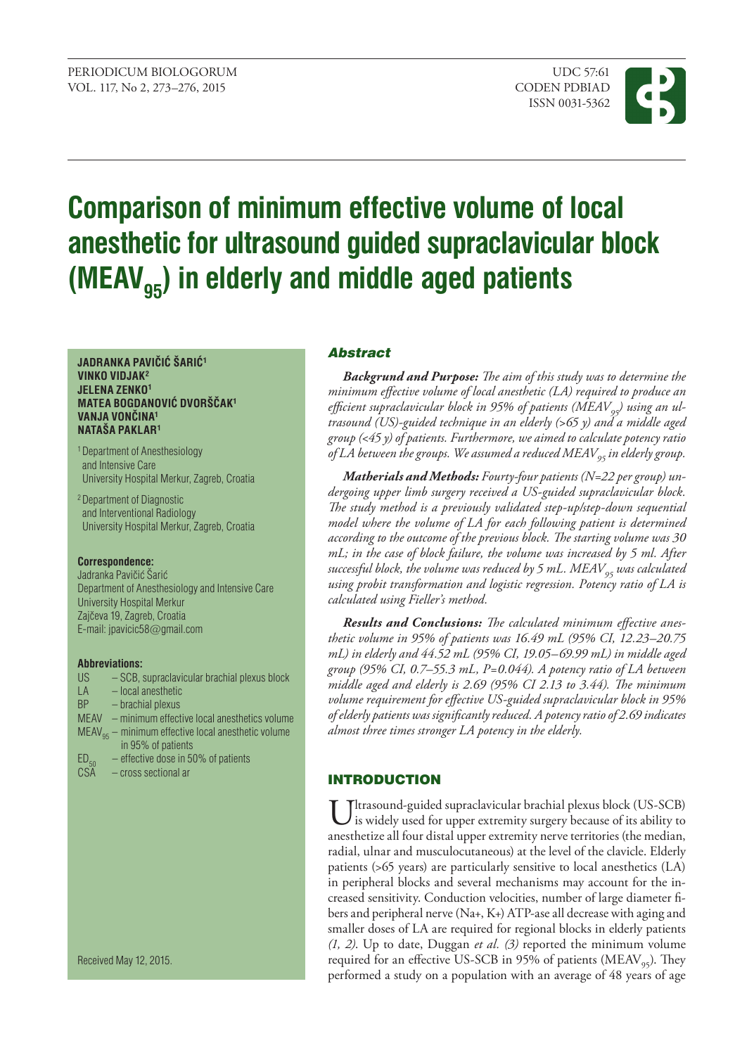# Comparison of minimum effective volume of local anesthetic for ultrasound guided supraclavicular block ($MEAV_{95}$) in elderly and middle aged patients

**JADRANKA PAVIČIĆ ŠARIĆ[1]**
**VINKO VIDJAK[2]**
**JELENA ZENKO[1]**
**MATEA BOGDANOVIĆ DVORŠČAK[1]**
**VANJA VONČINA[1]**
**NATAŠA PAKLAR[1]**

[1] Department of Anesthesiology and Intensive Care
University Hospital Merkur, Zagreb, Croatia

[2] Department of Diagnostic and Interventional Radiology
University Hospital Merkur, Zagreb, Croatia

**Correspondence:**
Jadranka Pavičić Šarić
Department of Anesthesiology and Intensive Care
University Hospital Merkur
Zajčeva 19, Zagreb, Croatia
E-mail: jpavicic58@gmail.com

**Abbreviations:**

- US – SCB, supraclavicular brachial plexus block
- LA – local anesthetic
- BP – brachial plexus
- MEAV – minimum effective local anesthetics volume
- $MEAV_{95}$ – minimum effective local anesthetic volume in 95% of patients
- $ED_{50}$ – effective dose in 50% of patients
- CSA – cross sectional ar

Received May 12, 2015.

## *Abstract*

***Backgrund and Purpose:*** *The aim of this study was to determine the minimum effective volume of local anesthetic (LA) required to produce an efficient supraclavicular block in 95% of patients ($MEAV_{95}$) using an ultrasound (US)-guided technique in an elderly (>65 y) and a middle aged group (<45 y) of patients. Furthermore, we aimed to calculate potency ratio of LA between the groups. We assumed a reduced $MEAV_{95}$ in elderly group.*

***Matherials and Methods:*** *Fourty-four patients (N=22 per group) undergoing upper limb surgery received a US-guided supraclavicular block. The study method is a previously validated step-up/step-down sequential model where the volume of LA for each following patient is determined according to the outcome of the previous block. The starting volume was 30 mL; in the case of block failure, the volume was increased by 5 ml. After successful block, the volume was reduced by 5 mL. $MEAV_{95}$ was calculated using probit transformation and logistic regression. Potency ratio of LA is calculated using Fieller's method.*

***Results and Conclusions:*** *The calculated minimum effective anesthetic volume in 95% of patients was 16.49 mL (95% CI, 12.23–20.75 mL) in elderly and 44.52 mL (95% CI, 19.05–69.99 mL) in middle aged group (95% CI, 0.7–55.3 mL, P=0.044). A potency ratio of LA between middle aged and elderly is 2.69 (95% CI 2.13 to 3.44). The minimum volume requirement for effective US-guided supraclavicular block in 95% of elderly patients was significantly reduced. A potency ratio of 2.69 indicates almost three times stronger LA potency in the elderly.*

## INTRODUCTION

Ultrasound-guided supraclavicular brachial plexus block (US-SCB) is widely used for upper extremity surgery because of its ability to anesthetize all four distal upper extremity nerve territories (the median, radial, ulnar and musculocutaneous) at the level of the clavicle. Elderly patients (>65 years) are particularly sensitive to local anesthetics (LA) in peripheral blocks and several mechanisms may account for the increased sensitivity. Conduction velocities, number of large diameter fibers and peripheral nerve (Na+, K+) ATP-ase all decrease with aging and smaller doses of LA are required for regional blocks in elderly patients *(1, 2)*. Up to date, Duggan *et al. (3)* reported the minimum volume required for an effective US-SCB in 95% of patients ($MEAV_{95}$). They performed a study on a population with an average of 48 years of age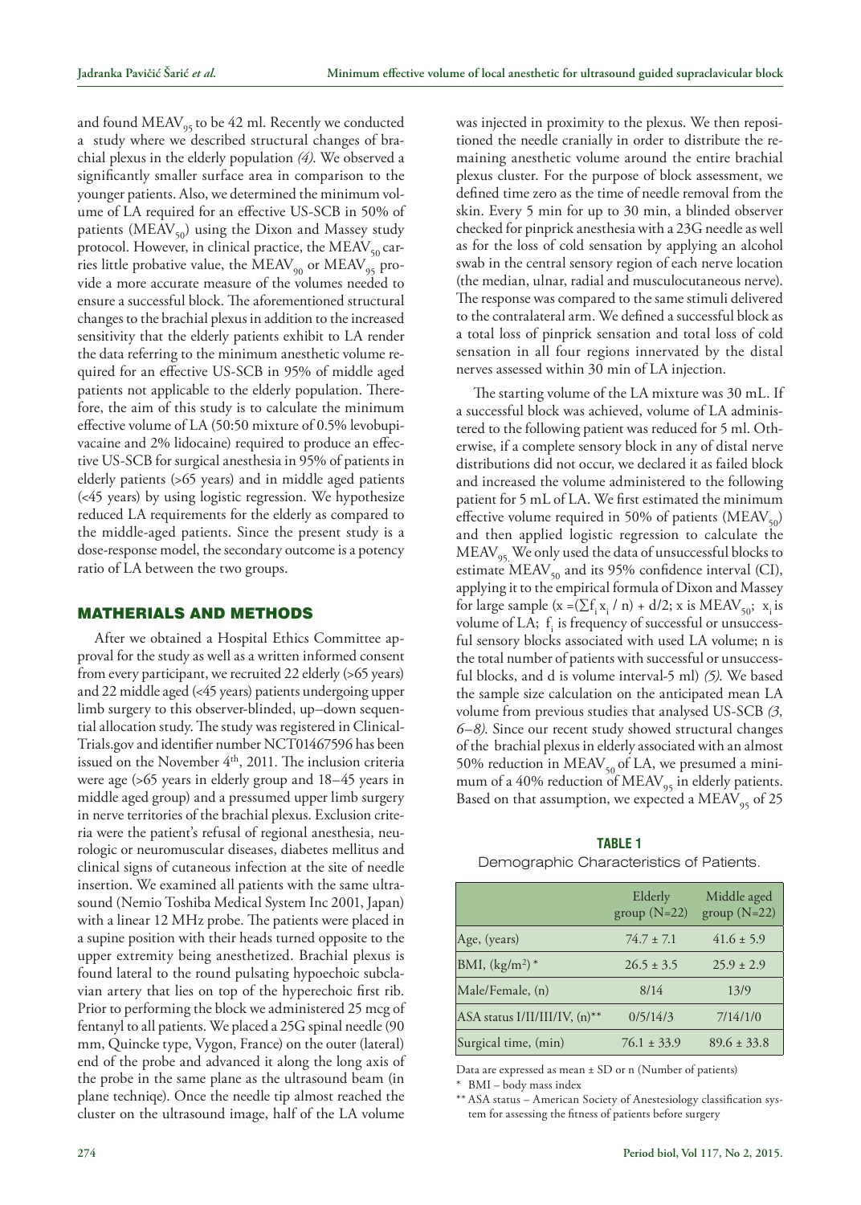and found $MEAV_{95}$ to be 42 ml. Recently we conducted a study where we described structural changes of brachial plexus in the elderly population *(4)*. We observed a significantly smaller surface area in comparison to the younger patients. Also, we determined the minimum volume of LA required for an effective US-SCB in 50% of patients ($MEAV_{50}$) using the Dixon and Massey study protocol. However, in clinical practice, the $MEAV_{50}$ carries little probative value, the $MEAV_{90}$ or $MEAV_{95}$ provide a more accurate measure of the volumes needed to ensure a successful block. The aforementioned structural changes to the brachial plexus in addition to the increased sensitivity that the elderly patients exhibit to LA render the data referring to the minimum anesthetic volume required for an effective US-SCB in 95% of middle aged patients not applicable to the elderly population. Therefore, the aim of this study is to calculate the minimum effective volume of LA (50:50 mixture of 0.5% levobupivacaine and 2% lidocaine) required to produce an effective US-SCB for surgical anesthesia in 95% of patients in elderly patients (>65 years) and in middle aged patients (<45 years) by using logistic regression. We hypothesize reduced LA requirements for the elderly as compared to the middle-aged patients. Since the present study is a dose-response model, the secondary outcome is a potency ratio of LA between the two groups.

## MATHERIALS AND METHODS

After we obtained a Hospital Ethics Committee approval for the study as well as a written informed consent from every participant, we recruited 22 elderly (>65 years) and 22 middle aged (<45 years) patients undergoing upper limb surgery to this observer-blinded, up–down sequential allocation study. The study was registered in ClinicalTrials.gov and identifier number NCT01467596 has been issued on the November 4th, 2011. The inclusion criteria were age (>65 years in elderly group and 18–45 years in middle aged group) and a pressumed upper limb surgery in nerve territories of the brachial plexus. Exclusion criteria were the patient's refusal of regional anesthesia, neurologic or neuromuscular diseases, diabetes mellitus and clinical signs of cutaneous infection at the site of needle insertion. We examined all patients with the same ultrasound (Nemio Toshiba Medical System Inc 2001, Japan) with a linear 12 MHz probe. The patients were placed in a supine position with their heads turned opposite to the upper extremity being anesthetized. Brachial plexus is found lateral to the round pulsating hypoechoic subclavian artery that lies on top of the hyperechoic first rib. Prior to performing the block we administered 25 mcg of fentanyl to all patients. We placed a 25G spinal needle (90 mm, Quincke type, Vygon, France) on the outer (lateral) end of the probe and advanced it along the long axis of the probe in the same plane as the ultrasound beam (in plane techniqe). Once the needle tip almost reached the cluster on the ultrasound image, half of the LA volume was injected in proximity to the plexus. We then repositioned the needle cranially in order to distribute the remaining anesthetic volume around the entire brachial plexus cluster. For the purpose of block assessment, we defined time zero as the time of needle removal from the skin. Every 5 min for up to 30 min, a blinded observer checked for pinprick anesthesia with a 23G needle as well as for the loss of cold sensation by applying an alcohol swab in the central sensory region of each nerve location (the median, ulnar, radial and musculocutaneous nerve). The response was compared to the same stimuli delivered to the contralateral arm. We defined a successful block as a total loss of pinprick sensation and total loss of cold sensation in all four regions innervated by the distal nerves assessed within 30 min of LA injection.

The starting volume of the LA mixture was 30 mL. If a successful block was achieved, volume of LA administered to the following patient was reduced for 5 ml. Otherwise, if a complete sensory block in any of distal nerve distributions did not occur, we declared it as failed block and increased the volume administered to the following patient for 5 mL of LA. We first estimated the minimum effective volume required in 50% of patients ($MEAV_{50}$) and then applied logistic regression to calculate the $MEAV_{95}$. We only used the data of unsuccessful blocks to estimate $MEAV_{50}$ and its 95% confidence interval (CI), applying it to the empirical formula of Dixon and Massey for large sample ($x = (\sum f_i x_i / n) + d/2$; x is $MEAV_{50}$; $x_i$ is volume of LA; $f_i$ is frequency of successful or unsuccessful sensory blocks associated with used LA volume; n is the total number of patients with successful or unsuccessful blocks, and d is volume interval-5 ml) *(5)*. We based the sample size calculation on the anticipated mean LA volume from previous studies that analysed US-SCB *(3, 6–8)*. Since our recent study showed structural changes of the brachial plexus in elderly associated with an almost 50% reduction in $MEAV_{50}$ of LA, we presumed a minimum of a 40% reduction of $MEAV_{95}$ in elderly patients. Based on that assumption, we expected a $MEAV_{95}$ of 25

**TABLE 1**

Demographic Characteristics of Patients.

| | Elderly group (N=22) | Middle aged group (N=22) |
|---|---|---|
| Age, (years) | 74.7 ± 7.1 | 41.6 ± 5.9 |
| BMI, (kg/m²) * | 26.5 ± 3.5 | 25.9 ± 2.9 |
| Male/Female, (n) | 8/14 | 13/9 |
| ASA status I/II/III/IV, (n)** | 0/5/14/3 | 7/14/1/0 |
| Surgical time, (min) | 76.1 ± 33.9 | 89.6 ± 33.8 |

Data are expressed as mean ± SD or n (Number of patients)

\* BMI – body mass index

** ASA status – American Society of Anestesiology classification system for assessing the fitness of patients before surgery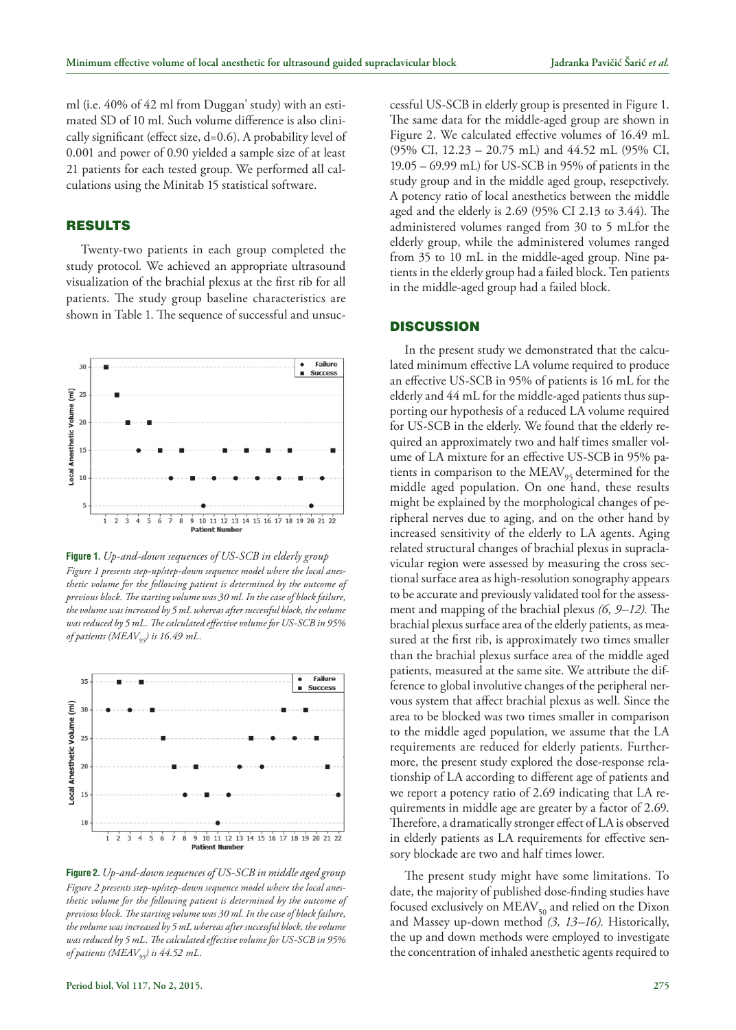ml (i.e. 40% of 42 ml from Duggan' study) with an estimated SD of 10 ml. Such volume difference is also clinically significant (effect size, d=0.6). A probability level of 0.001 and power of 0.90 yielded a sample size of at least 21 patients for each tested group. We performed all calculations using the Minitab 15 statistical software.

## RESULTS

Twenty-two patients in each group completed the study protocol. We achieved an appropriate ultrasound visualization of the brachial plexus at the first rib for all patients. The study group baseline characteristics are shown in Table 1. The sequence of successful and unsuccessful US-SCB in elderly group is presented in Figure 1. The same data for the middle-aged group are shown in Figure 2. We calculated effective volumes of 16.49 mL (95% CI, 12.23 – 20.75 mL) and 44.52 mL (95% CI, 19.05 – 69.99 mL) for US-SCB in 95% of patients in the study group and in the middle aged group, resepctively. A potency ratio of local anesthetics between the middle aged and the elderly is 2.69 (95% CI 2.13 to 3.44). The administered volumes ranged from 30 to 5 mLfor the elderly group, while the administered volumes ranged from 35 to 10 mL in the middle-aged group. Nine patients in the elderly group had a failed block. Ten patients in the middle-aged group had a failed block.

**Figure 1.** *Up-and-down sequences of US-SCB in elderly group*
*Figure 1 presents step-up/step-down sequence model where the local anesthetic volume for the following patient is determined by the outcome of previous block. The starting volume was 30 ml. In the case of block failure, the volume was increased by 5 mL whereas after successful block, the volume was reduced by 5 mL. The calculated effective volume for US-SCB in 95% of patients ($MEAV_{95}$) is 16.49 mL.*

**Figure 2.** *Up-and-down sequences of US-SCB in middle aged group*
*Figure 2 presents step-up/step-down sequence model where the local anesthetic volume for the following patient is determined by the outcome of previous block. The starting volume was 30 ml. In the case of block failure, the volume was increased by 5 mL whereas after successful block, the volume was reduced by 5 mL. The calculated effective volume for US-SCB in 95% of patients ($MEAV_{95}$) is 44.52 mL.*

## DISCUSSION

In the present study we demonstrated that the calculated minimum effective LA volume required to produce an effective US-SCB in 95% of patients is 16 mL for the elderly and 44 mL for the middle-aged patients thus supporting our hypothesis of a reduced LA volume required for US-SCB in the elderly. We found that the elderly required an approximately two and half times smaller volume of LA mixture for an effective US-SCB in 95% patients in comparison to the $MEAV_{95}$ determined for the middle aged population. On one hand, these results might be explained by the morphological changes of peripheral nerves due to aging, and on the other hand by increased sensitivity of the elderly to LA agents. Aging related structural changes of brachial plexus in supraclavicular region were assessed by measuring the cross sectional surface area as high-resolution sonography appears to be accurate and previously validated tool for the assessment and mapping of the brachial plexus *(6, 9–12)*. The brachial plexus surface area of the elderly patients, as measured at the first rib, is approximately two times smaller than the brachial plexus surface area of the middle aged patients, measured at the same site. We attribute the difference to global involutive changes of the peripheral nervous system that affect brachial plexus as well. Since the area to be blocked was two times smaller in comparison to the middle aged population, we assume that the LA requirements are reduced for elderly patients. Furthermore, the present study explored the dose-response relationship of LA according to different age of patients and we report a potency ratio of 2.69 indicating that LA requirements in middle age are greater by a factor of 2.69. Therefore, a dramatically stronger effect of LA is observed in elderly patients as LA requirements for effective sensory blockade are two and half times lower.

The present study might have some limitations. To date, the majority of published dose-finding studies have focused exclusively on $MEAV_{50}$ and relied on the Dixon and Massey up-down method *(3, 13–16)*. Historically, the up and down methods were employed to investigate the concentration of inhaled anesthetic agents required to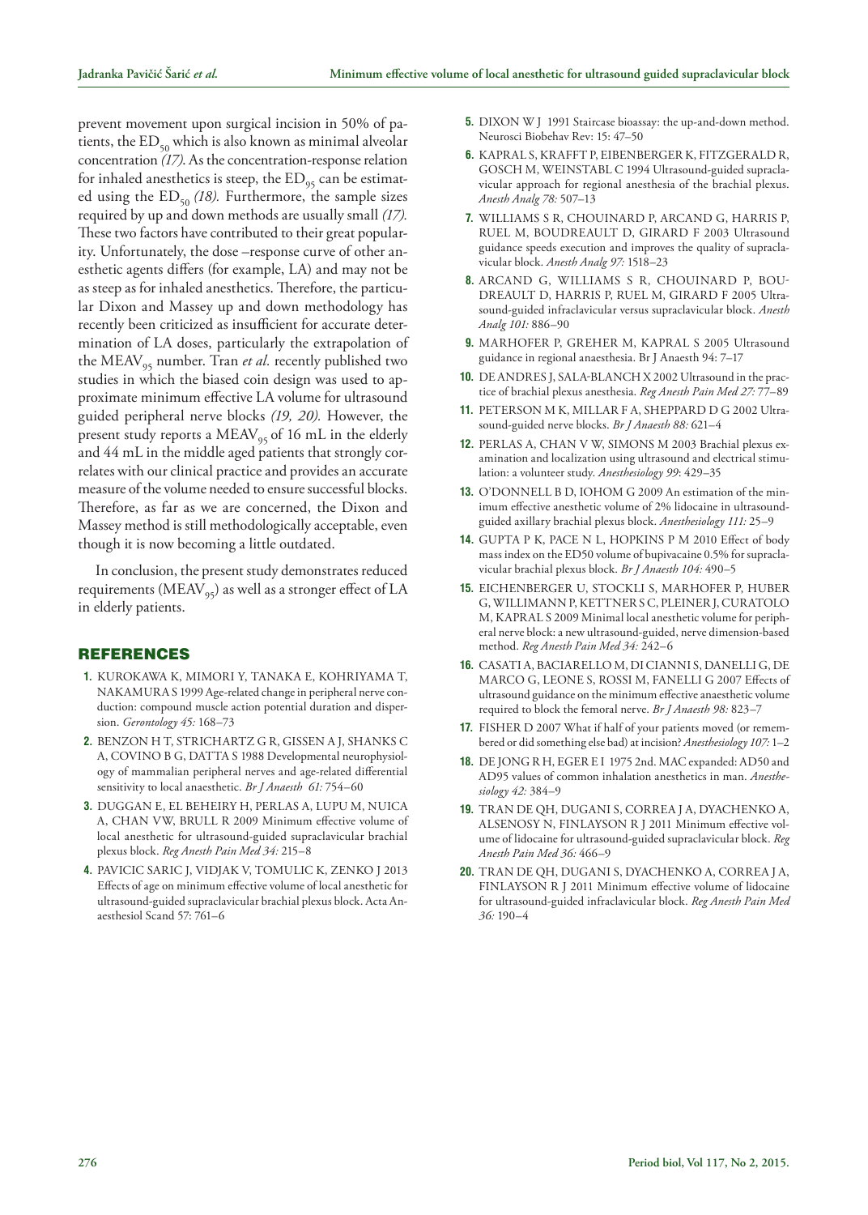prevent movement upon surgical incision in 50% of patients, the $ED_{50}$ which is also known as minimal alveolar concentration *(17)*. As the concentration-response relation for inhaled anesthetics is steep, the $ED_{95}$ can be estimated using the $ED_{50}$ *(18).* Furthermore, the sample sizes required by up and down methods are usually small *(17).* These two factors have contributed to their great popularity. Unfortunately, the dose –response curve of other anesthetic agents differs (for example, LA) and may not be as steep as for inhaled anesthetics. Therefore, the particular Dixon and Massey up and down methodology has recently been criticized as insufficient for accurate determination of LA doses, particularly the extrapolation of the $MEAV_{95}$ number. Tran *et al.* recently published two studies in which the biased coin design was used to approximate minimum effective LA volume for ultrasound guided peripheral nerve blocks *(19, 20).* However, the present study reports a $MEAV_{95}$ of 16 mL in the elderly and 44 mL in the middle aged patients that strongly correlates with our clinical practice and provides an accurate measure of the volume needed to ensure successful blocks. Therefore, as far as we are concerned, the Dixon and Massey method is still methodologically acceptable, even though it is now becoming a little outdated.

In conclusion, the present study demonstrates reduced requirements ($MEAV_{95}$) as well as a stronger effect of LA in elderly patients.

## REFERENCES

1. KUROKAWA K, MIMORI Y, TANAKA E, KOHRIYAMA T, NAKAMURA S 1999 Age-related change in peripheral nerve conduction: compound muscle action potential duration and dispersion. *Gerontology 45:* 168–73
2. BENZON H T, STRICHARTZ G R, GISSEN A J, SHANKS C A, COVINO B G, DATTA S 1988 Developmental neurophysiology of mammalian peripheral nerves and age-related differential sensitivity to local anaesthetic. *Br J Anaesth 61:* 754–60
3. DUGGAN E, EL BEHEIRY H, PERLAS A, LUPU M, NUICA A, CHAN VW, BRULL R 2009 Minimum effective volume of local anesthetic for ultrasound-guided supraclavicular brachial plexus block. *Reg Anesth Pain Med 34:* 215–8
4. PAVICIC SARIC J, VIDJAK V, TOMULIC K, ZENKO J 2013 Effects of age on minimum effective volume of local anesthetic for ultrasound-guided supraclavicular brachial plexus block. Acta Anaesthesiol Scand 57: 761–6
5. DIXON W J 1991 Staircase bioassay: the up-and-down method. Neurosci Biobehav Rev: 15: 47–50
6. KAPRAL S, KRAFFT P, EIBENBERGER K, FITZGERALD R, GOSCH M, WEINSTABL C 1994 Ultrasound-guided supraclavicular approach for regional anesthesia of the brachial plexus. *Anesth Analg 78:* 507–13
7. WILLIAMS S R, CHOUINARD P, ARCAND G, HARRIS P, RUEL M, BOUDREAULT D, GIRARD F 2003 Ultrasound guidance speeds execution and improves the quality of supraclavicular block. *Anesth Analg 97:* 1518–23
8. ARCAND G, WILLIAMS S R, CHOUINARD P, BOUDREAULT D, HARRIS P, RUEL M, GIRARD F 2005 Ultrasound-guided infraclavicular versus supraclavicular block. *Anesth Analg 101:* 886–90
9. MARHOFER P, GREHER M, KAPRAL S 2005 Ultrasound guidance in regional anaesthesia. Br J Anaesth 94: 7–17
10. DE ANDRES J, SALA-BLANCH X 2002 Ultrasound in the practice of brachial plexus anesthesia. *Reg Anesth Pain Med 27:* 77–89
11. PETERSON M K, MILLAR F A, SHEPPARD D G 2002 Ultrasound-guided nerve blocks. *Br J Anaesth 88:* 621–4
12. PERLAS A, CHAN V W, SIMONS M 2003 Brachial plexus examination and localization using ultrasound and electrical stimulation: a volunteer study. *Anesthesiology 99*: 429–35
13. O'DONNELL B D, IOHOM G 2009 An estimation of the minimum effective anesthetic volume of 2% lidocaine in ultrasound-guided axillary brachial plexus block. *Anesthesiology 111:* 25–9
14. GUPTA P K, PACE N L, HOPKINS P M 2010 Effect of body mass index on the ED50 volume of bupivacaine 0.5% for supraclavicular brachial plexus block. *Br J Anaesth 104:* 490–5
15. EICHENBERGER U, STOCKLI S, MARHOFER P, HUBER G, WILLIMANN P, KETTNER S C, PLEINER J, CURATOLO M, KAPRAL S 2009 Minimal local anesthetic volume for peripheral nerve block: a new ultrasound-guided, nerve dimension-based method. *Reg Anesth Pain Med 34:* 242–6
16. CASATI A, BACIARELLO M, DI CIANNI S, DANELLI G, DE MARCO G, LEONE S, ROSSI M, FANELLI G 2007 Effects of ultrasound guidance on the minimum effective anaesthetic volume required to block the femoral nerve. *Br J Anaesth 98:* 823–7
17. FISHER D 2007 What if half of your patients moved (or remembered or did something else bad) at incision? *Anesthesiology 107:* 1–2
18. DE JONG R H, EGER E I 1975 2nd. MAC expanded: AD50 and AD95 values of common inhalation anesthetics in man. *Anesthesiology 42:* 384–9
19. TRAN DE QH, DUGANI S, CORREA J A, DYACHENKO A, ALSENOSY N, FINLAYSON R J 2011 Minimum effective volume of lidocaine for ultrasound-guided supraclavicular block. *Reg Anesth Pain Med 36:* 466–9
20. TRAN DE QH, DUGANI S, DYACHENKO A, CORREA J A, FINLAYSON R J 2011 Minimum effective volume of lidocaine for ultrasound-guided infraclavicular block. *Reg Anesth Pain Med 36:* 190–4